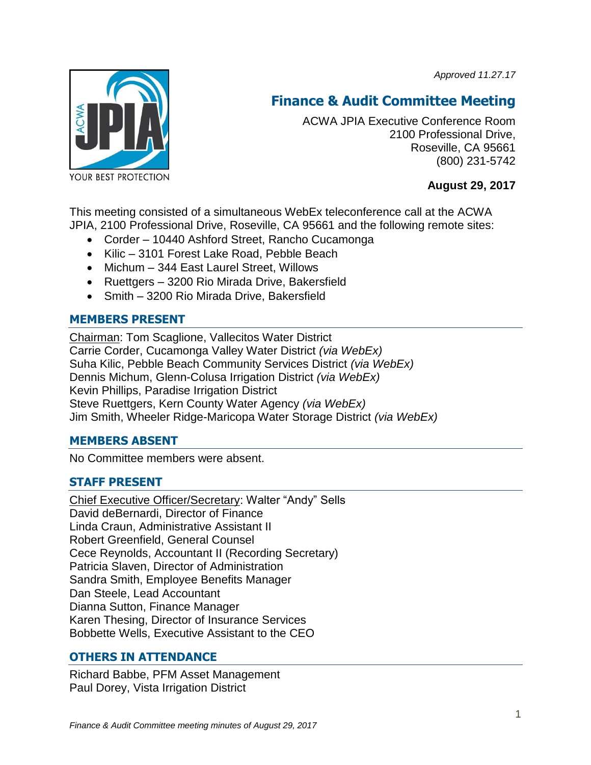*Approved 11.27.17*

# Finance & Audit Committee Meeting

ACWA JPIA Executive Conference Room
2100 Professional Drive,
Roseville, CA 95661
(800) 231-5742

**August 29, 2017**

This meeting consisted of a simultaneous WebEx teleconference call at the ACWA JPIA, 2100 Professional Drive, Roseville, CA 95661 and the following remote sites:

- Corder – 10440 Ashford Street, Rancho Cucamonga
- Kilic – 3101 Forest Lake Road, Pebble Beach
- Michum – 344 East Laurel Street, Willows
- Ruettgers – 3200 Rio Mirada Drive, Bakersfield
- Smith – 3200 Rio Mirada Drive, Bakersfield

## MEMBERS PRESENT

Chairman: Tom Scaglione, Vallecitos Water District
Carrie Corder, Cucamonga Valley Water District *(via WebEx)*
Suha Kilic, Pebble Beach Community Services District *(via WebEx)*
Dennis Michum, Glenn-Colusa Irrigation District *(via WebEx)*
Kevin Phillips, Paradise Irrigation District
Steve Ruettgers, Kern County Water Agency *(via WebEx)*
Jim Smith, Wheeler Ridge-Maricopa Water Storage District *(via WebEx)*

## MEMBERS ABSENT

No Committee members were absent.

## STAFF PRESENT

Chief Executive Officer/Secretary: Walter "Andy" Sells
David deBernardi, Director of Finance
Linda Craun, Administrative Assistant II
Robert Greenfield, General Counsel
Cece Reynolds, Accountant II (Recording Secretary)
Patricia Slaven, Director of Administration
Sandra Smith, Employee Benefits Manager
Dan Steele, Lead Accountant
Dianna Sutton, Finance Manager
Karen Thesing, Director of Insurance Services
Bobbette Wells, Executive Assistant to the CEO

## OTHERS IN ATTENDANCE

Richard Babbe, PFM Asset Management
Paul Dorey, Vista Irrigation District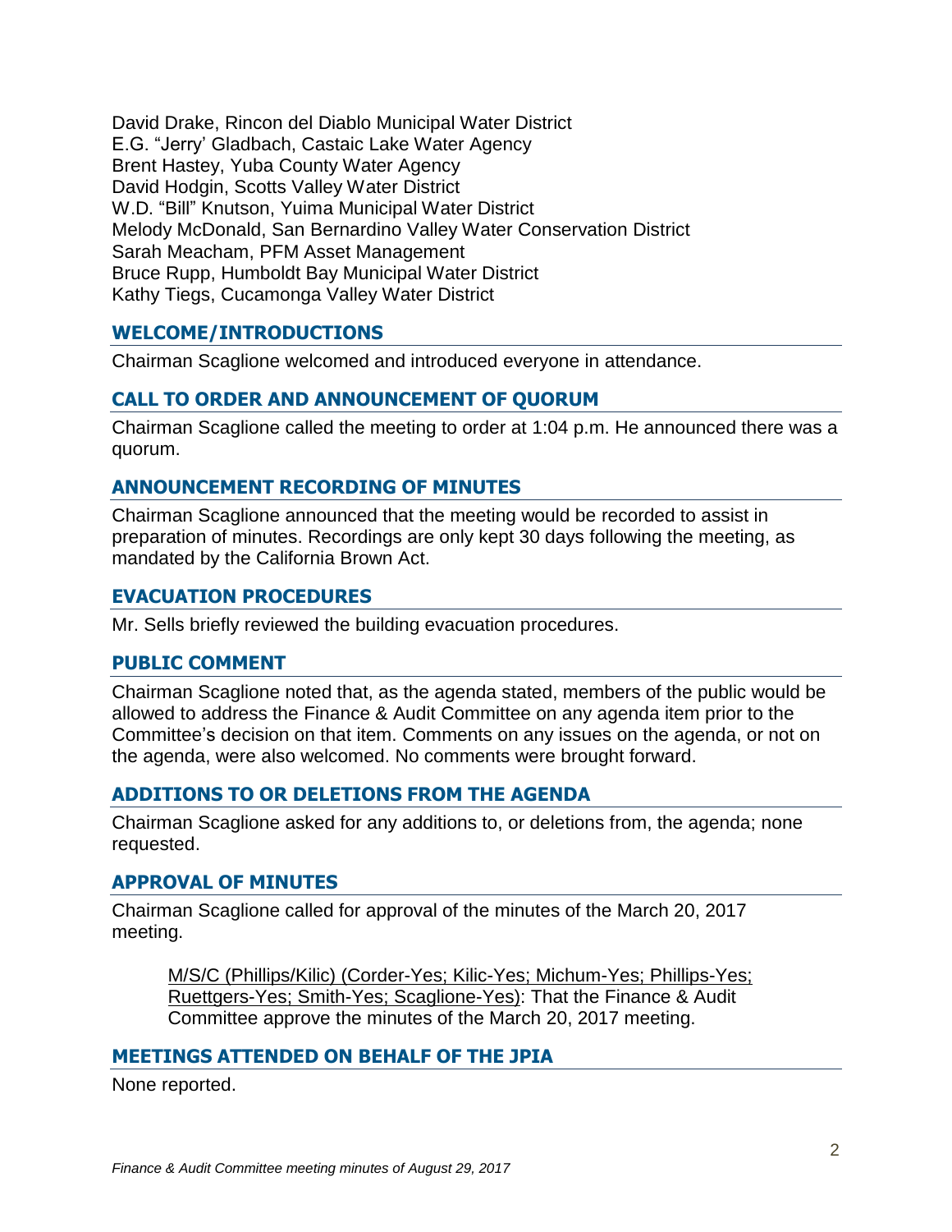David Drake, Rincon del Diablo Municipal Water District
E.G. “Jerry’ Gladbach, Castaic Lake Water Agency
Brent Hastey, Yuba County Water Agency
David Hodgin, Scotts Valley Water District
W.D. “Bill” Knutson, Yuima Municipal Water District
Melody McDonald, San Bernardino Valley Water Conservation District
Sarah Meacham, PFM Asset Management
Bruce Rupp, Humboldt Bay Municipal Water District
Kathy Tiegs, Cucamonga Valley Water District

## WELCOME/INTRODUCTIONS

Chairman Scaglione welcomed and introduced everyone in attendance.

## CALL TO ORDER AND ANNOUNCEMENT OF QUORUM

Chairman Scaglione called the meeting to order at 1:04 p.m. He announced there was a quorum.

## ANNOUNCEMENT RECORDING OF MINUTES

Chairman Scaglione announced that the meeting would be recorded to assist in preparation of minutes. Recordings are only kept 30 days following the meeting, as mandated by the California Brown Act.

## EVACUATION PROCEDURES

Mr. Sells briefly reviewed the building evacuation procedures.

## PUBLIC COMMENT

Chairman Scaglione noted that, as the agenda stated, members of the public would be allowed to address the Finance & Audit Committee on any agenda item prior to the Committee’s decision on that item. Comments on any issues on the agenda, or not on the agenda, were also welcomed. No comments were brought forward.

## ADDITIONS TO OR DELETIONS FROM THE AGENDA

Chairman Scaglione asked for any additions to, or deletions from, the agenda; none requested.

## APPROVAL OF MINUTES

Chairman Scaglione called for approval of the minutes of the March 20, 2017 meeting.

> M/S/C (Phillips/Kilic) (Corder-Yes; Kilic-Yes; Michum-Yes; Phillips-Yes; Ruettgers-Yes; Smith-Yes; Scaglione-Yes): That the Finance & Audit Committee approve the minutes of the March 20, 2017 meeting.

## MEETINGS ATTENDED ON BEHALF OF THE JPIA

None reported.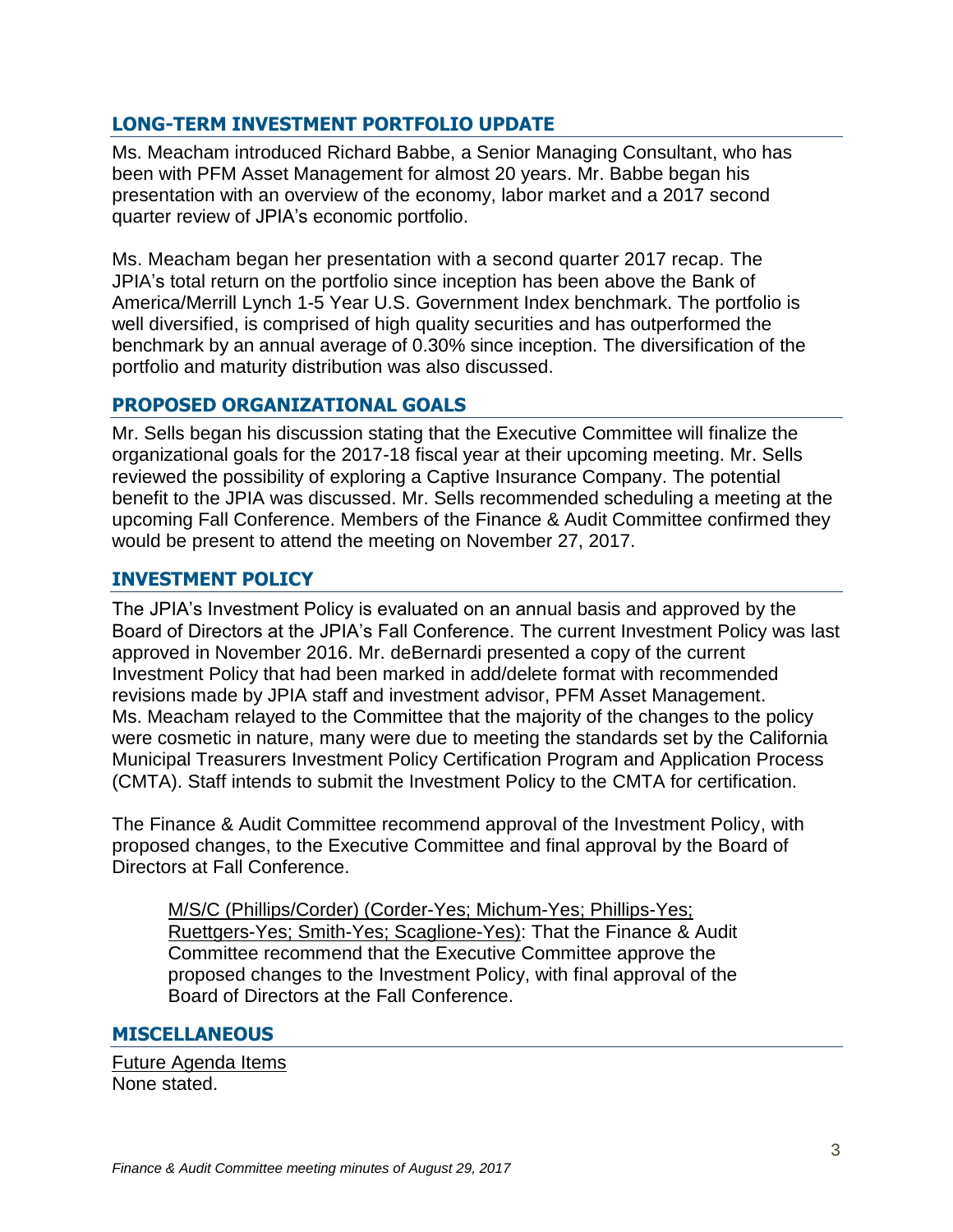## LONG-TERM INVESTMENT PORTFOLIO UPDATE

Ms. Meacham introduced Richard Babbe, a Senior Managing Consultant, who has been with PFM Asset Management for almost 20 years. Mr. Babbe began his presentation with an overview of the economy, labor market and a 2017 second quarter review of JPIA's economic portfolio.

Ms. Meacham began her presentation with a second quarter 2017 recap. The JPIA's total return on the portfolio since inception has been above the Bank of America/Merrill Lynch 1-5 Year U.S. Government Index benchmark. The portfolio is well diversified, is comprised of high quality securities and has outperformed the benchmark by an annual average of 0.30% since inception. The diversification of the portfolio and maturity distribution was also discussed.

## PROPOSED ORGANIZATIONAL GOALS

Mr. Sells began his discussion stating that the Executive Committee will finalize the organizational goals for the 2017-18 fiscal year at their upcoming meeting. Mr. Sells reviewed the possibility of exploring a Captive Insurance Company. The potential benefit to the JPIA was discussed. Mr. Sells recommended scheduling a meeting at the upcoming Fall Conference. Members of the Finance & Audit Committee confirmed they would be present to attend the meeting on November 27, 2017.

## INVESTMENT POLICY

The JPIA's Investment Policy is evaluated on an annual basis and approved by the Board of Directors at the JPIA's Fall Conference. The current Investment Policy was last approved in November 2016. Mr. deBernardi presented a copy of the current Investment Policy that had been marked in add/delete format with recommended revisions made by JPIA staff and investment advisor, PFM Asset Management. Ms. Meacham relayed to the Committee that the majority of the changes to the policy were cosmetic in nature, many were due to meeting the standards set by the California Municipal Treasurers Investment Policy Certification Program and Application Process (CMTA). Staff intends to submit the Investment Policy to the CMTA for certification.

The Finance & Audit Committee recommend approval of the Investment Policy, with proposed changes, to the Executive Committee and final approval by the Board of Directors at Fall Conference.

> M/S/C (Phillips/Corder) (Corder-Yes; Michum-Yes; Phillips-Yes; Ruettgers-Yes; Smith-Yes; Scaglione-Yes): That the Finance & Audit Committee recommend that the Executive Committee approve the proposed changes to the Investment Policy, with final approval of the Board of Directors at the Fall Conference.

## MISCELLANEOUS

Future Agenda Items
None stated.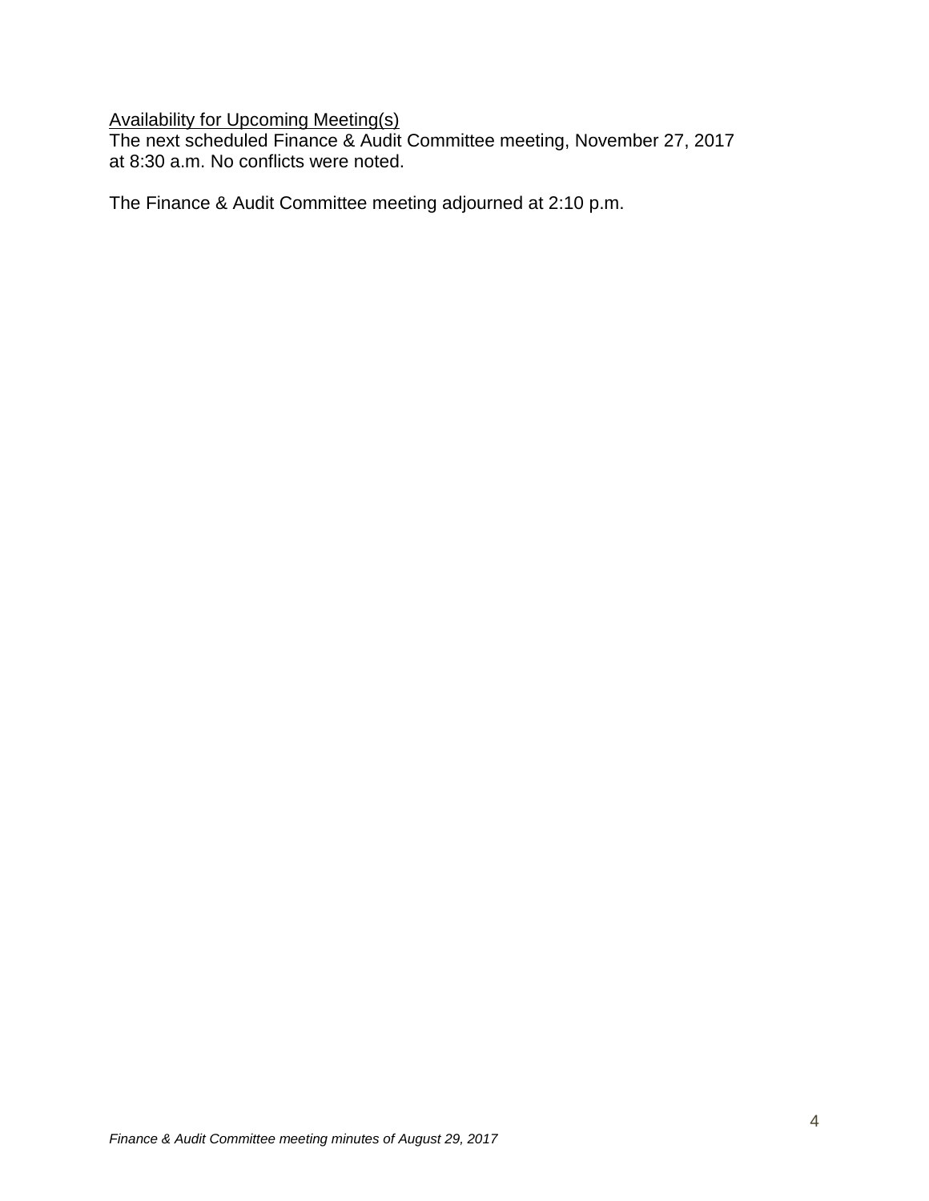<u>Availability for Upcoming Meeting(s)</u>
The next scheduled Finance & Audit Committee meeting, November 27, 2017 at 8:30 a.m. No conflicts were noted.

The Finance & Audit Committee meeting adjourned at 2:10 p.m.